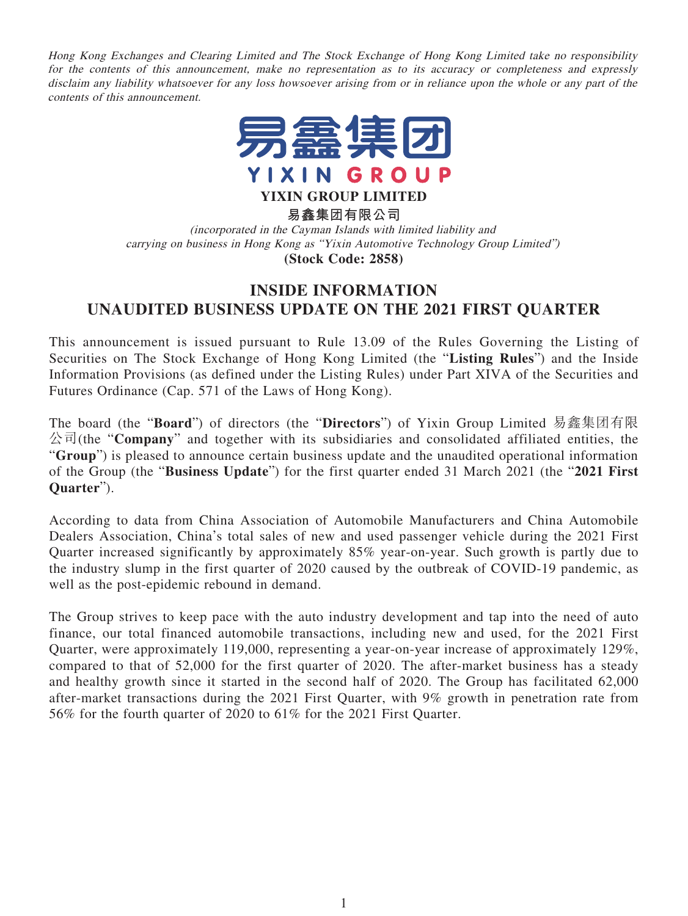*Hong Kong Exchanges and Clearing Limited and The Stock Exchange of Hong Kong Limited take no responsibility for the contents of this announcement, make no representation as to its accuracy or completeness and expressly disclaim any liability whatsoever for any loss howsoever arising from or in reliance upon the whole or any part of the contents of this announcement.*

**YIXIN GROUP LIMITED**

**易鑫集团有限公司**

*(incorporated in the Cayman Islands with limited liability and carrying on business in Hong Kong as "Yixin Automotive Technology Group Limited")*

**(Stock Code: 2858)**

# INSIDE INFORMATION UNAUDITED BUSINESS UPDATE ON THE 2021 FIRST QUARTER

This announcement is issued pursuant to Rule 13.09 of the Rules Governing the Listing of Securities on The Stock Exchange of Hong Kong Limited (the "**Listing Rules**") and the Inside Information Provisions (as defined under the Listing Rules) under Part XIVA of the Securities and Futures Ordinance (Cap. 571 of the Laws of Hong Kong).

The board (the "**Board**") of directors (the "**Directors**") of Yixin Group Limited 易鑫集团有限公司(the "**Company**" and together with its subsidiaries and consolidated affiliated entities, the "**Group**") is pleased to announce certain business update and the unaudited operational information of the Group (the "**Business Update**") for the first quarter ended 31 March 2021 (the "**2021 First Quarter**").

According to data from China Association of Automobile Manufacturers and China Automobile Dealers Association, China's total sales of new and used passenger vehicle during the 2021 First Quarter increased significantly by approximately 85% year-on-year. Such growth is partly due to the industry slump in the first quarter of 2020 caused by the outbreak of COVID-19 pandemic, as well as the post-epidemic rebound in demand.

The Group strives to keep pace with the auto industry development and tap into the need of auto finance, our total financed automobile transactions, including new and used, for the 2021 First Quarter, were approximately 119,000, representing a year-on-year increase of approximately 129%, compared to that of 52,000 for the first quarter of 2020. The after-market business has a steady and healthy growth since it started in the second half of 2020. The Group has facilitated 62,000 after-market transactions during the 2021 First Quarter, with 9% growth in penetration rate from 56% for the fourth quarter of 2020 to 61% for the 2021 First Quarter.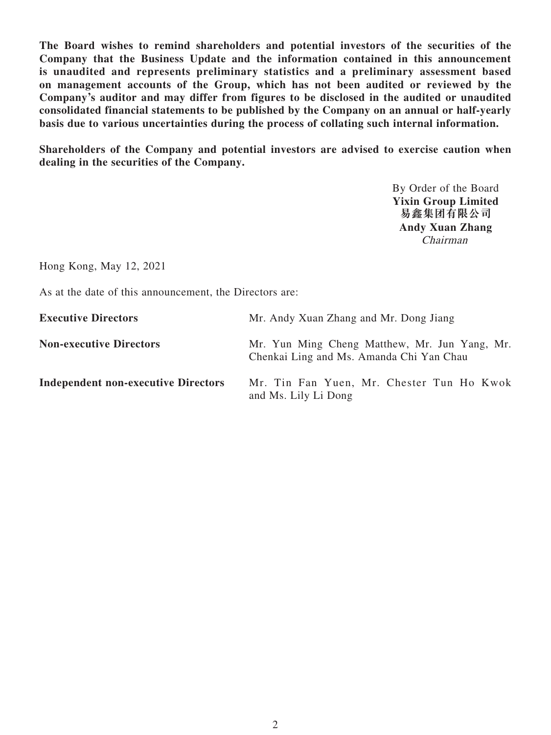**The Board wishes to remind shareholders and potential investors of the securities of the Company that the Business Update and the information contained in this announcement is unaudited and represents preliminary statistics and a preliminary assessment based on management accounts of the Group, which has not been audited or reviewed by the Company's auditor and may differ from figures to be disclosed in the audited or unaudited consolidated financial statements to be published by the Company on an annual or half-yearly basis due to various uncertainties during the process of collating such internal information.**

**Shareholders of the Company and potential investors are advised to exercise caution when dealing in the securities of the Company.**

By Order of the Board
**Yixin Group Limited**
**易鑫集团有限公司**
**Andy Xuan Zhang**
*Chairman*

Hong Kong, May 12, 2021

As at the date of this announcement, the Directors are:

| | |
|---|---|
| **Executive Directors** | Mr. Andy Xuan Zhang and Mr. Dong Jiang |
| **Non-executive Directors** | Mr. Yun Ming Cheng Matthew, Mr. Jun Yang, Mr. Chenkai Ling and Ms. Amanda Chi Yan Chau |
| **Independent non-executive Directors** | Mr. Tin Fan Yuen, Mr. Chester Tun Ho Kwok and Ms. Lily Li Dong |